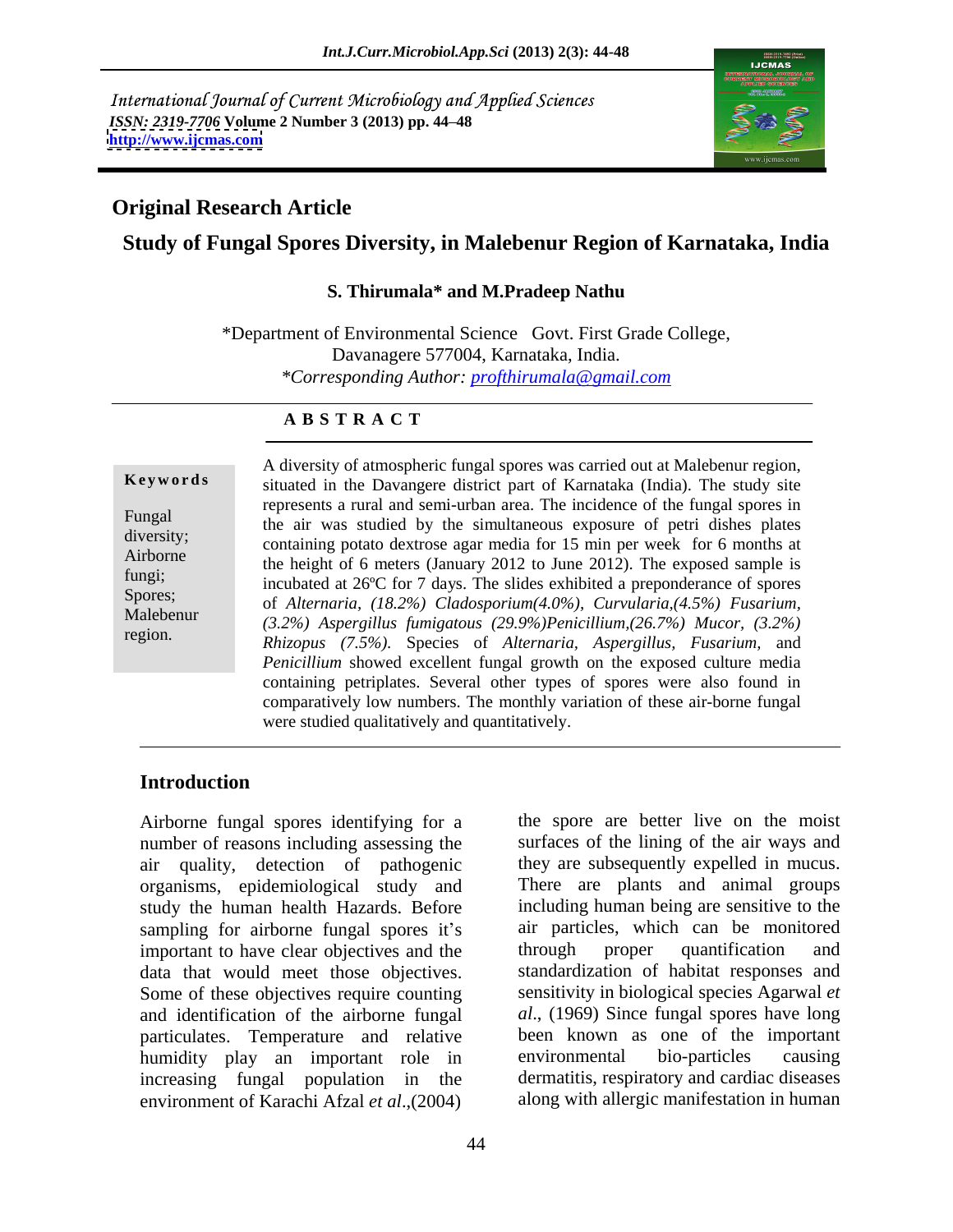International Journal of Current Microbiology and Applied Sciences
*ISSN: 2319-7706* **Volume 2 Number 3 (2013) pp. 44–48**
**http://www.ijcmas.com**

## Original Research Article

# Study of Fungal Spores Diversity, in Malebenur Region of Karnataka, India

**S. Thirumala\* and M.Pradeep Nathu**

\*Department of Environmental Science Govt. First Grade College, Davanagere 577004, Karnataka, India.
*\*Corresponding Author: profthirumala@gmail.com*

**A B S T R A C T**

**Keywords**

Fungal diversity; Airborne fungi; Spores; Malebenur region.

A diversity of atmospheric fungal spores was carried out at Malebenur region, situated in the Davangere district part of Karnataka (India). The study site represents a rural and semi-urban area. The incidence of the fungal spores in the air was studied by the simultaneous exposure of petri dishes plates containing potato dextrose agar media for 15 min per week for 6 months at the height of 6 meters (January 2012 to June 2012). The exposed sample is incubated at 26ºC for 7 days. The slides exhibited a preponderance of spores of *Alternaria, (18.2%) Cladosporium(4.0%), Curvularia,(4.5%) Fusarium, (3.2%) Aspergillus fumigatous (29.9%)Penicillium,(26.7%) Mucor, (3.2%) Rhizopus (7.5%).* Species of *Alternaria, Aspergillus, Fusarium,* and *Penicillium* showed excellent fungal growth on the exposed culture media containing petriplates. Several other types of spores were also found in comparatively low numbers. The monthly variation of these air-borne fungal were studied qualitatively and quantitatively.

## Introduction

Airborne fungal spores identifying for a number of reasons including assessing the air quality, detection of pathogenic organisms, epidemiological study and study the human health Hazards. Before sampling for airborne fungal spores it's important to have clear objectives and the data that would meet those objectives. Some of these objectives require counting and identification of the airborne fungal particulates. Temperature and relative humidity play an important role in increasing fungal population in the environment of Karachi Afzal *et al*.,(2004) the spore are better live on the moist surfaces of the lining of the air ways and they are subsequently expelled in mucus. There are plants and animal groups including human being are sensitive to the air particles, which can be monitored through proper quantification and standardization of habitat responses and sensitivity in biological species Agarwal *et al*., (1969) Since fungal spores have long been known as one of the important environmental bio-particles causing dermatitis, respiratory and cardiac diseases along with allergic manifestation in human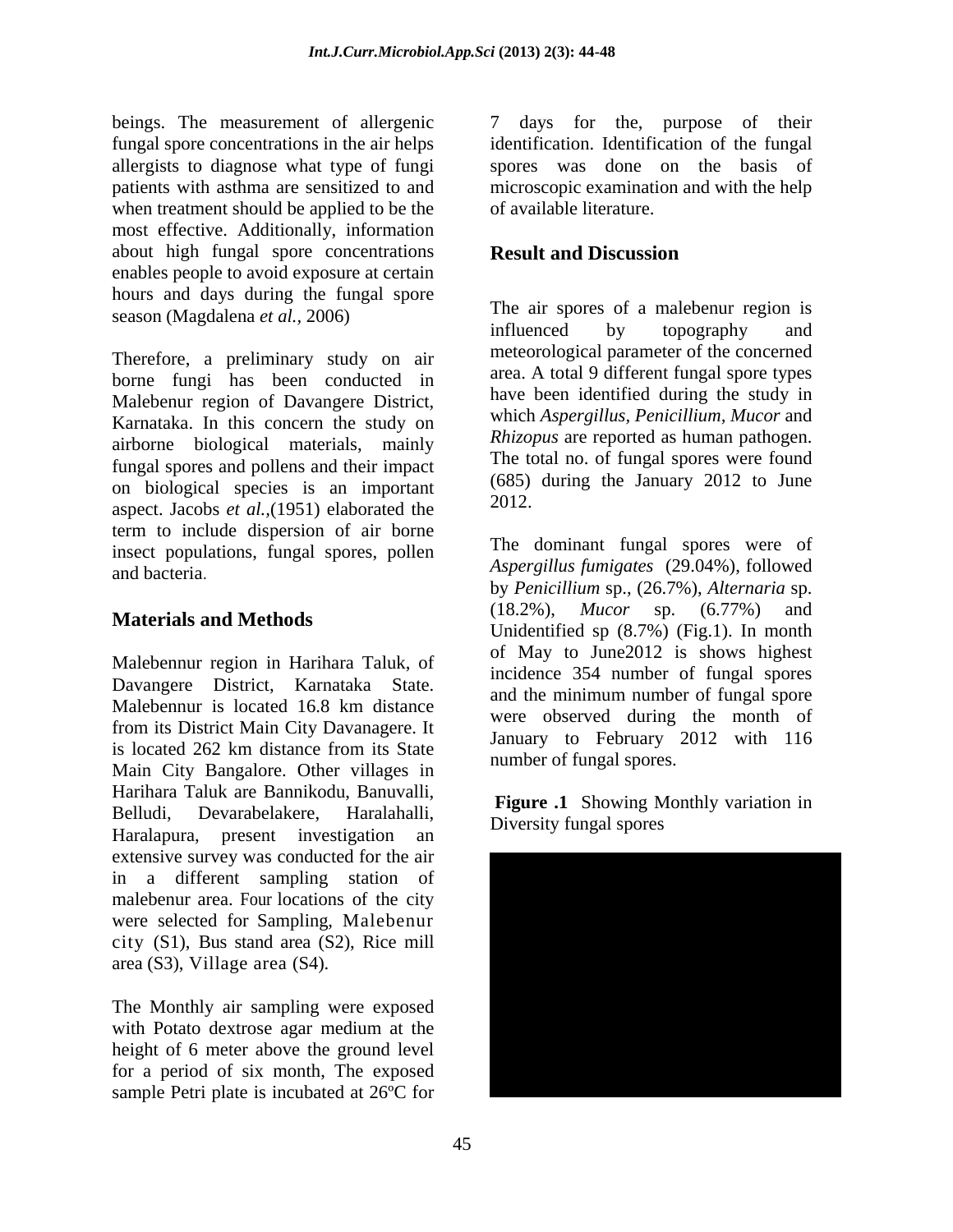beings. The measurement of allergenic fungal spore concentrations in the air helps allergists to diagnose what type of fungi patients with asthma are sensitized to and when treatment should be applied to be the most effective. Additionally, information about high fungal spore concentrations enables people to avoid exposure at certain hours and days during the fungal spore season (Magdalena *et al.,* 2006)

Therefore, a preliminary study on air borne fungi has been conducted in Malebenur region of Davangere District, Karnataka. In this concern the study on airborne biological materials, mainly fungal spores and pollens and their impact on biological species is an important aspect. Jacobs *et al.*,(1951) elaborated the term to include dispersion of air borne insect populations, fungal spores, pollen and bacteria.

## Materials and Methods

Malebennur region in Harihara Taluk, of Davangere District, Karnataka State. Malebennur is located 16.8 km distance from its District Main City Davanagere. It is located 262 km distance from its State Main City Bangalore. Other villages in Harihara Taluk are Bannikodu, Banuvalli, Belludi, Devarabelakere, Haralahalli, Haralapura, present investigation an extensive survey was conducted for the air in a different sampling station of malebenur area. Four locations of the city were selected for Sampling, Malebenur city (S1), Bus stand area (S2), Rice mill area (S3), Village area (S4).

The Monthly air sampling were exposed with Potato dextrose agar medium at the height of 6 meter above the ground level for a period of six month, The exposed sample Petri plate is incubated at 26ºC for 7 days for the, purpose of their identification. Identification of the fungal spores was done on the basis of microscopic examination and with the help of available literature.

## Result and Discussion

The air spores of a malebenur region is influenced by topography and meteorological parameter of the concerned area. A total 9 different fungal spore types have been identified during the study in which *Aspergillus*, *Penicillium*, *Mucor* and *Rhizopus* are reported as human pathogen. The total no. of fungal spores were found (685) during the January 2012 to June 2012.

The dominant fungal spores were of *Aspergillus fumigates* (29.04%), followed by *Penicillium* sp., (26.7%), *Alternaria* sp. (18.2%), *Mucor* sp. (6.77%) and Unidentified sp (8.7%) (Fig.1). In month of May to June2012 is shows highest incidence 354 number of fungal spores and the minimum number of fungal spore were observed during the month of January to February 2012 with 116 number of fungal spores.

**Figure .1** Showing Monthly variation in Diversity fungal spores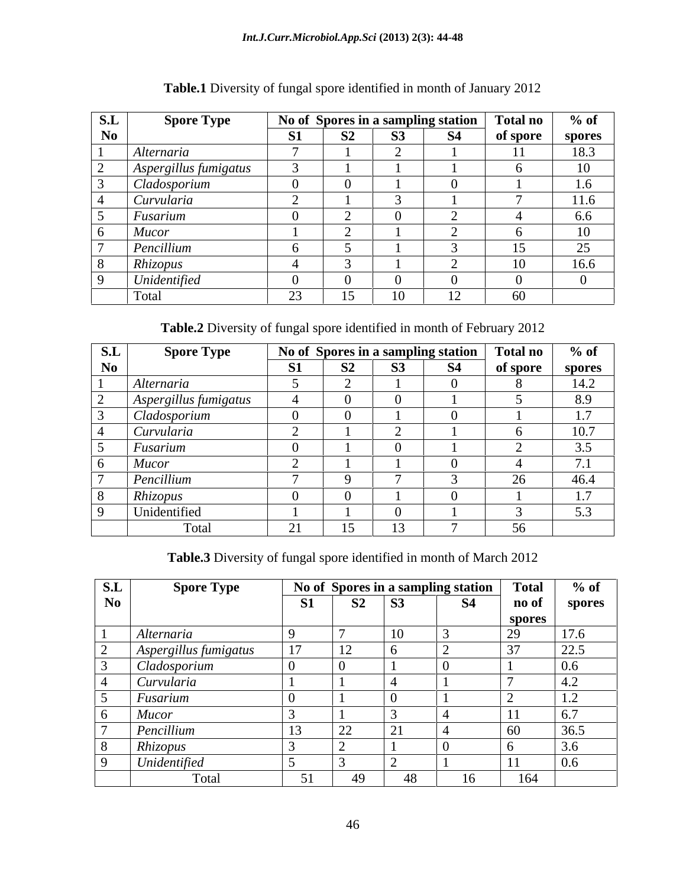**Table.1** Diversity of fungal spore identified in month of January 2012

| S.L No | Spore Type | No of Spores in a sampling station | | | | Total no of spore | % of spores |
|---|---|---|---|---|---|---|---|
| | | S1 | S2 | S3 | S4 | | |
| 1 | *Alternaria* | 7 | 1 | 2 | 1 | 11 | 18.3 |
| 2 | *Aspergillus fumigatus* | 3 | 1 | 1 | 1 | 6 | 10 |
| 3 | *Cladosporium* | 0 | 0 | 1 | 0 | 1 | 1.6 |
| 4 | *Curvularia* | 2 | 1 | 3 | 1 | 7 | 11.6 |
| 5 | *Fusarium* | 0 | 2 | 0 | 2 | 4 | 6.6 |
| 6 | *Mucor* | 1 | 2 | 1 | 2 | 6 | 10 |
| 7 | *Pencillium* | 6 | 5 | 1 | 3 | 15 | 25 |
| 8 | *Rhizopus* | 4 | 3 | 1 | 2 | 10 | 16.6 |
| 9 | *Unidentified* | 0 | 0 | 0 | 0 | 0 | 0 |
| | Total | 23 | 15 | 10 | 12 | 60 | |

**Table.2** Diversity of fungal spore identified in month of February 2012

| S.L No | Spore Type | No of Spores in a sampling station | | | | Total no of spore | % of spores |
|---|---|---|---|---|---|---|---|
| | | S1 | S2 | S3 | S4 | | |
| 1 | *Alternaria* | 5 | 2 | 1 | 0 | 8 | 14.2 |
| 2 | *Aspergillus fumigatus* | 4 | 0 | 0 | 1 | 5 | 8.9 |
| 3 | *Cladosporium* | 0 | 0 | 1 | 0 | 1 | 1.7 |
| 4 | *Curvularia* | 2 | 1 | 2 | 1 | 6 | 10.7 |
| 5 | *Fusarium* | 0 | 1 | 0 | 1 | 2 | 3.5 |
| 6 | *Mucor* | 2 | 1 | 1 | 0 | 4 | 7.1 |
| 7 | *Pencillium* | 7 | 9 | 7 | 3 | 26 | 46.4 |
| 8 | *Rhizopus* | 0 | 0 | 1 | 0 | 1 | 1.7 |
| 9 | Unidentified | 1 | 1 | 0 | 1 | 3 | 5.3 |
| | Total | 21 | 15 | 13 | 7 | 56 | |

**Table.3** Diversity of fungal spore identified in month of March 2012

| S.L No | Spore Type | No of Spores in a sampling station | | | | Total no of spores | % of spores |
|---|---|---|---|---|---|---|---|
| | | S1 | S2 | S3 | S4 | | |
| 1 | *Alternaria* | 9 | 7 | 10 | 3 | 29 | 17.6 |
| 2 | *Aspergillus fumigatus* | 17 | 12 | 6 | 2 | 37 | 22.5 |
| 3 | *Cladosporium* | 0 | 0 | 1 | 0 | 1 | 0.6 |
| 4 | *Curvularia* | 1 | 1 | 4 | 1 | 7 | 4.2 |
| 5 | *Fusarium* | 0 | 1 | 0 | 1 | 2 | 1.2 |
| 6 | *Mucor* | 3 | 1 | 3 | 4 | 11 | 6.7 |
| 7 | *Pencillium* | 13 | 22 | 21 | 4 | 60 | 36.5 |
| 8 | *Rhizopus* | 3 | 2 | 1 | 0 | 6 | 3.6 |
| 9 | *Unidentified* | 5 | 3 | 2 | 1 | 11 | 0.6 |
| | Total | 51 | 49 | 48 | 16 | 164 | |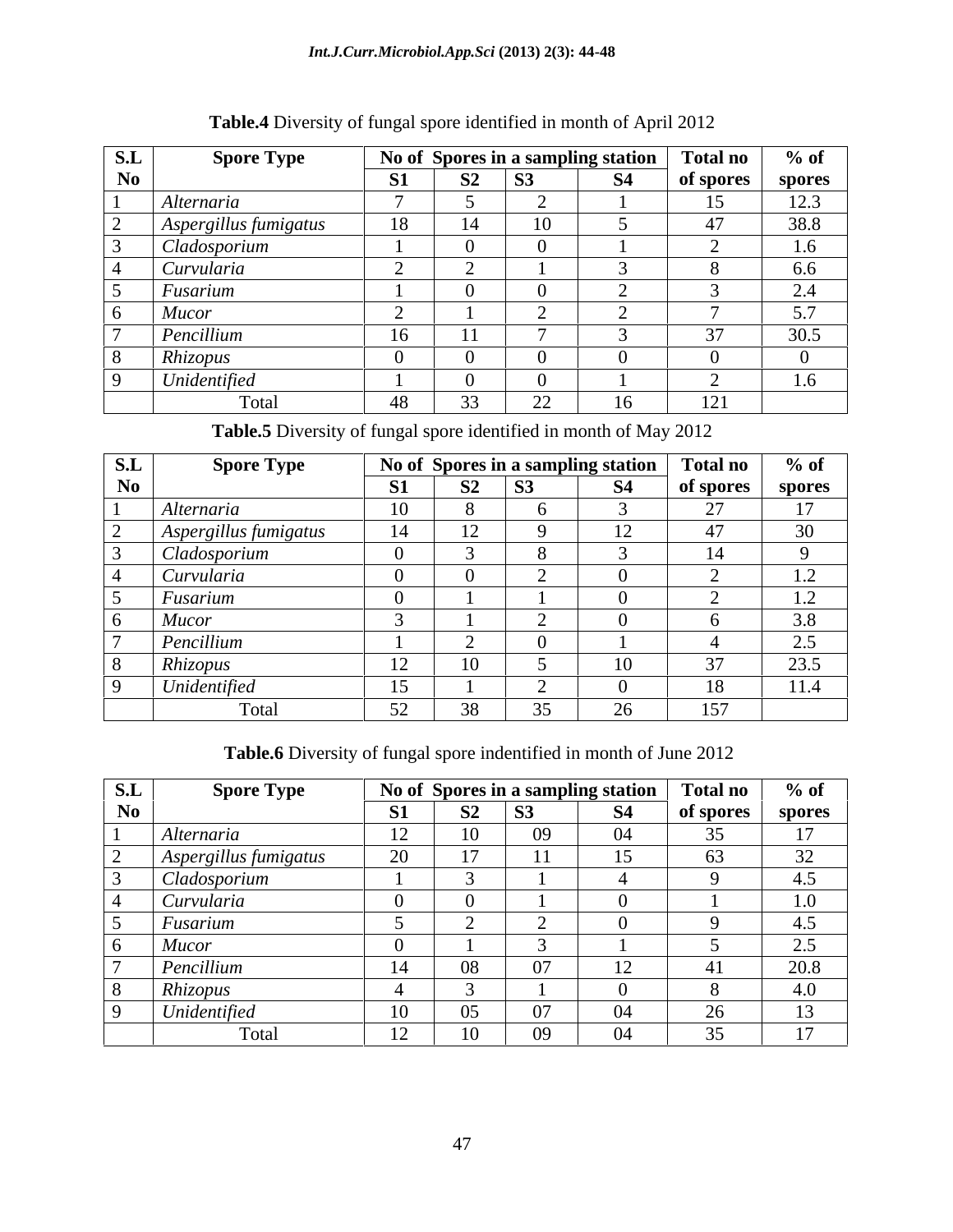**Table.4** Diversity of fungal spore identified in month of April 2012

| S.L No | Spore Type | No of Spores in a sampling station | | | | Total no of spores | % of spores |
|---|---|---|---|---|---|---|---|
| | | S1 | S2 | S3 | S4 | | |
| 1 | *Alternaria* | 7 | 5 | 2 | 1 | 15 | 12.3 |
| 2 | *Aspergillus fumigatus* | 18 | 14 | 10 | 5 | 47 | 38.8 |
| 3 | *Cladosporium* | 1 | 0 | 0 | 1 | 2 | 1.6 |
| 4 | *Curvularia* | 2 | 2 | 1 | 3 | 8 | 6.6 |
| 5 | *Fusarium* | 1 | 0 | 0 | 2 | 3 | 2.4 |
| 6 | *Mucor* | 2 | 1 | 2 | 2 | 7 | 5.7 |
| 7 | *Pencillium* | 16 | 11 | 7 | 3 | 37 | 30.5 |
| 8 | *Rhizopus* | 0 | 0 | 0 | 0 | 0 | 0 |
| 9 | *Unidentified* | 1 | 0 | 0 | 1 | 2 | 1.6 |
| | Total | 48 | 33 | 22 | 16 | 121 | |

**Table.5** Diversity of fungal spore identified in month of May 2012

| S.L No | Spore Type | No of Spores in a sampling station | | | | Total no of spores | % of spores |
|---|---|---|---|---|---|---|---|
| | | S1 | S2 | S3 | S4 | | |
| 1 | *Alternaria* | 10 | 8 | 6 | 3 | 27 | 17 |
| 2 | *Aspergillus fumigatus* | 14 | 12 | 9 | 12 | 47 | 30 |
| 3 | *Cladosporium* | 0 | 3 | 8 | 3 | 14 | 9 |
| 4 | *Curvularia* | 0 | 0 | 2 | 0 | 2 | 1.2 |
| 5 | *Fusarium* | 0 | 1 | 1 | 0 | 2 | 1.2 |
| 6 | *Mucor* | 3 | 1 | 2 | 0 | 6 | 3.8 |
| 7 | *Pencillium* | 1 | 2 | 0 | 1 | 4 | 2.5 |
| 8 | *Rhizopus* | 12 | 10 | 5 | 10 | 37 | 23.5 |
| 9 | *Unidentified* | 15 | 1 | 2 | 0 | 18 | 11.4 |
| | Total | 52 | 38 | 35 | 26 | 157 | |

**Table.6** Diversity of fungal spore indentified in month of June 2012

| S.L No | Spore Type | No of Spores in a sampling station | | | | Total no of spores | % of spores |
|---|---|---|---|---|---|---|---|
| | | S1 | S2 | S3 | S4 | | |
| 1 | *Alternaria* | 12 | 10 | 09 | 04 | 35 | 17 |
| 2 | *Aspergillus fumigatus* | 20 | 17 | 11 | 15 | 63 | 32 |
| 3 | *Cladosporium* | 1 | 3 | 1 | 4 | 9 | 4.5 |
| 4 | *Curvularia* | 0 | 0 | 1 | 0 | 1 | 1.0 |
| 5 | *Fusarium* | 5 | 2 | 2 | 0 | 9 | 4.5 |
| 6 | *Mucor* | 0 | 1 | 3 | 1 | 5 | 2.5 |
| 7 | *Pencillium* | 14 | 08 | 07 | 12 | 41 | 20.8 |
| 8 | *Rhizopus* | 4 | 3 | 1 | 0 | 8 | 4.0 |
| 9 | *Unidentified* | 10 | 05 | 07 | 04 | 26 | 13 |
| | Total | 12 | 10 | 09 | 04 | 35 | 17 |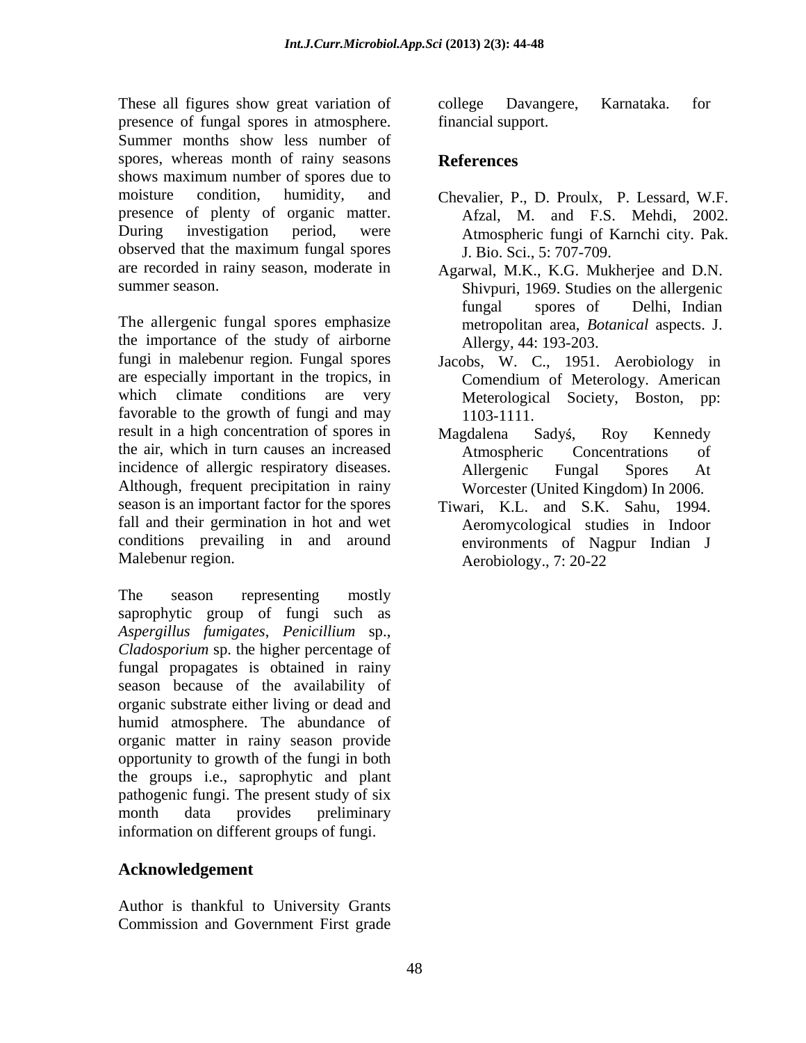These all figures show great variation of presence of fungal spores in atmosphere. Summer months show less number of spores, whereas month of rainy seasons shows maximum number of spores due to moisture condition, humidity, and presence of plenty of organic matter. During investigation period, were observed that the maximum fungal spores are recorded in rainy season, moderate in summer season.

The allergenic fungal spores emphasize the importance of the study of airborne fungi in malebenur region. Fungal spores are especially important in the tropics, in which climate conditions are very favorable to the growth of fungi and may result in a high concentration of spores in the air, which in turn causes an increased incidence of allergic respiratory diseases. Although, frequent precipitation in rainy season is an important factor for the spores fall and their germination in hot and wet conditions prevailing in and around Malebenur region.

The season representing mostly saprophytic group of fungi such as *Aspergillus fumigates*, *Penicillium* sp., *Cladosporium* sp. the higher percentage of fungal propagates is obtained in rainy season because of the availability of organic substrate either living or dead and humid atmosphere. The abundance of organic matter in rainy season provide opportunity to growth of the fungi in both the groups i.e., saprophytic and plant pathogenic fungi. The present study of six month data provides preliminary information on different groups of fungi.

## Acknowledgement

Author is thankful to University Grants Commission and Government First grade college Davangere, Karnataka. for financial support.

## References

Chevalier, P., D. Proulx, P. Lessard, W.F. Afzal, M. and F.S. Mehdi, 2002. Atmospheric fungi of Karnchi city. Pak. J. Bio. Sci., 5: 707-709.

Agarwal, M.K., K.G. Mukherjee and D.N. Shivpuri, 1969. Studies on the allergenic fungal spores of Delhi, Indian metropolitan area, *Botanical* aspects. J. Allergy, 44: 193-203.

Jacobs, W. C., 1951. Aerobiology in Comendium of Meterology. American Meterological Society, Boston, pp: 1103-1111.

Magdalena Sadyś, Roy Kennedy Atmospheric Concentrations of Allergenic Fungal Spores At Worcester (United Kingdom) In 2006.

Tiwari, K.L. and S.K. Sahu, 1994. Aeromycological studies in Indoor environments of Nagpur Indian J Aerobiology., 7: 20-22